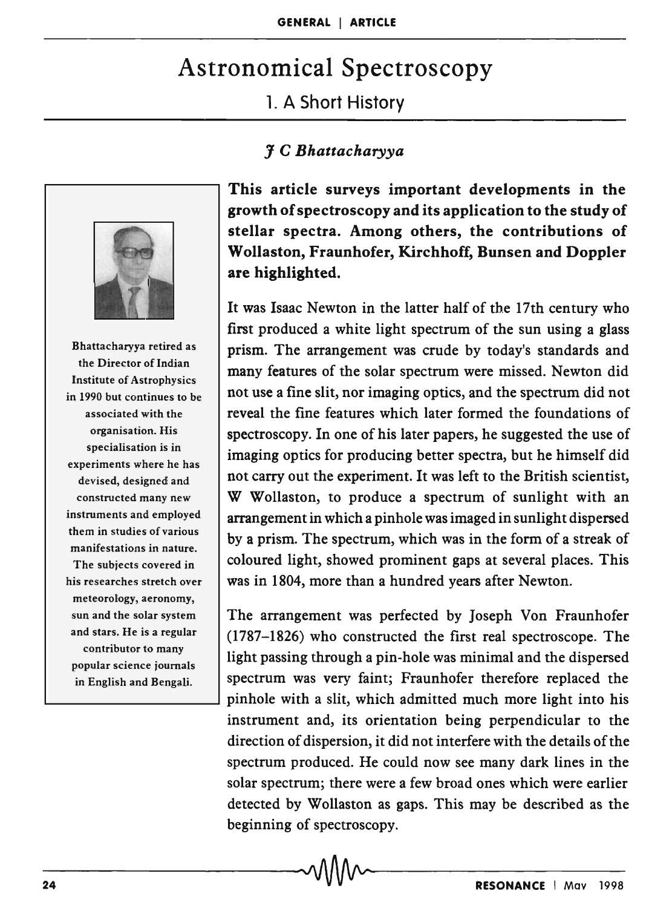# Astronomical Spectroscopy

## 1. A Short History

*J C Bhattacharyya*

Bhattacharyya retired as the Director of Indian Institute of Astrophysics in 1990 but continues to be associated with the organisation. His specialisation is in experiments where he has devised, designed and constructed many new instruments and employed them in studies of various manifestations in nature. The subjects covered in his researches stretch over meteorology, aeronomy, sun and the solar system and stars. He is a regular contributor to many popular science journals in English and Bengali.

**This article surveys important developments in the growth of spectroscopy and its application to the study of stellar spectra. Among others, the contributions of Wollaston, Fraunhofer, Kirchhoff, Bunsen and Doppler are highlighted.**

It was Isaac Newton in the latter half of the 17th century who first produced a white light spectrum of the sun using a glass prism. The arrangement was crude by today's standards and many features of the solar spectrum were missed. Newton did not use a fine slit, nor imaging optics, and the spectrum did not reveal the fine features which later formed the foundations of spectroscopy. In one of his later papers, he suggested the use of imaging optics for producing better spectra, but he himself did not carry out the experiment. It was left to the British scientist, W Wollaston, to produce a spectrum of sunlight with an arrangement in which a pinhole was imaged in sunlight dispersed by a prism. The spectrum, which was in the form of a streak of coloured light, showed prominent gaps at several places. This was in 1804, more than a hundred years after Newton.

The arrangement was perfected by Joseph Von Fraunhofer (1787–1826) who constructed the first real spectroscope. The light passing through a pin-hole was minimal and the dispersed spectrum was very faint; Fraunhofer therefore replaced the pinhole with a slit, which admitted much more light into his instrument and, its orientation being perpendicular to the direction of dispersion, it did not interfere with the details of the spectrum produced. He could now see many dark lines in the solar spectrum; there were a few broad ones which were earlier detected by Wollaston as gaps. This may be described as the beginning of spectroscopy.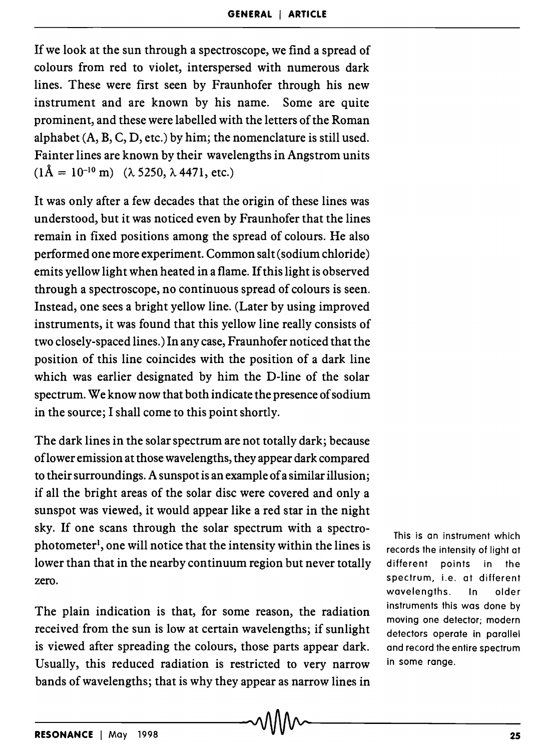If we look at the sun through a spectroscope, we find a spread of colours from red to violet, interspersed with numerous dark lines. These were first seen by Fraunhofer through his new instrument and are known by his name. Some are quite prominent, and these were labelled with the letters of the Roman alphabet (A, B, C, D, etc.) by him; the nomenclature is still used. Fainter lines are known by their wavelengths in Angstrom units ($1 \text{Å} = 10^{-10}$ m) ($\lambda$ 5250, $\lambda$ 4471, etc.)

It was only after a few decades that the origin of these lines was understood, but it was noticed even by Fraunhofer that the lines remain in fixed positions among the spread of colours. He also performed one more experiment. Common salt (sodium chloride) emits yellow light when heated in a flame. If this light is observed through a spectroscope, no continuous spread of colours is seen. Instead, one sees a bright yellow line. (Later by using improved instruments, it was found that this yellow line really consists of two closely-spaced lines.) In any case, Fraunhofer noticed that the position of this line coincides with the position of a dark line which was earlier designated by him the D-line of the solar spectrum. We know now that both indicate the presence of sodium in the source; I shall come to this point shortly.

The dark lines in the solar spectrum are not totally dark; because of lower emission at those wavelengths, they appear dark compared to their surroundings. A sunspot is an example of a similar illusion; if all the bright areas of the solar disc were covered and only a sunspot was viewed, it would appear like a red star in the night sky. If one scans through the solar spectrum with a spectrophotometer[1], one will notice that the intensity within the lines is lower than that in the nearby continuum region but never totally zero.

The plain indication is that, for some reason, the radiation received from the sun is low at certain wavelengths; if sunlight is viewed after spreading the colours, those parts appear dark. Usually, this reduced radiation is restricted to very narrow bands of wavelengths; that is why they appear as narrow lines in

[1] This is an instrument which records the intensity of light at different points in the spectrum, i.e. at different wavelengths. In older instruments this was done by moving one detector; modern detectors operate in parallel and record the entire spectrum in some range.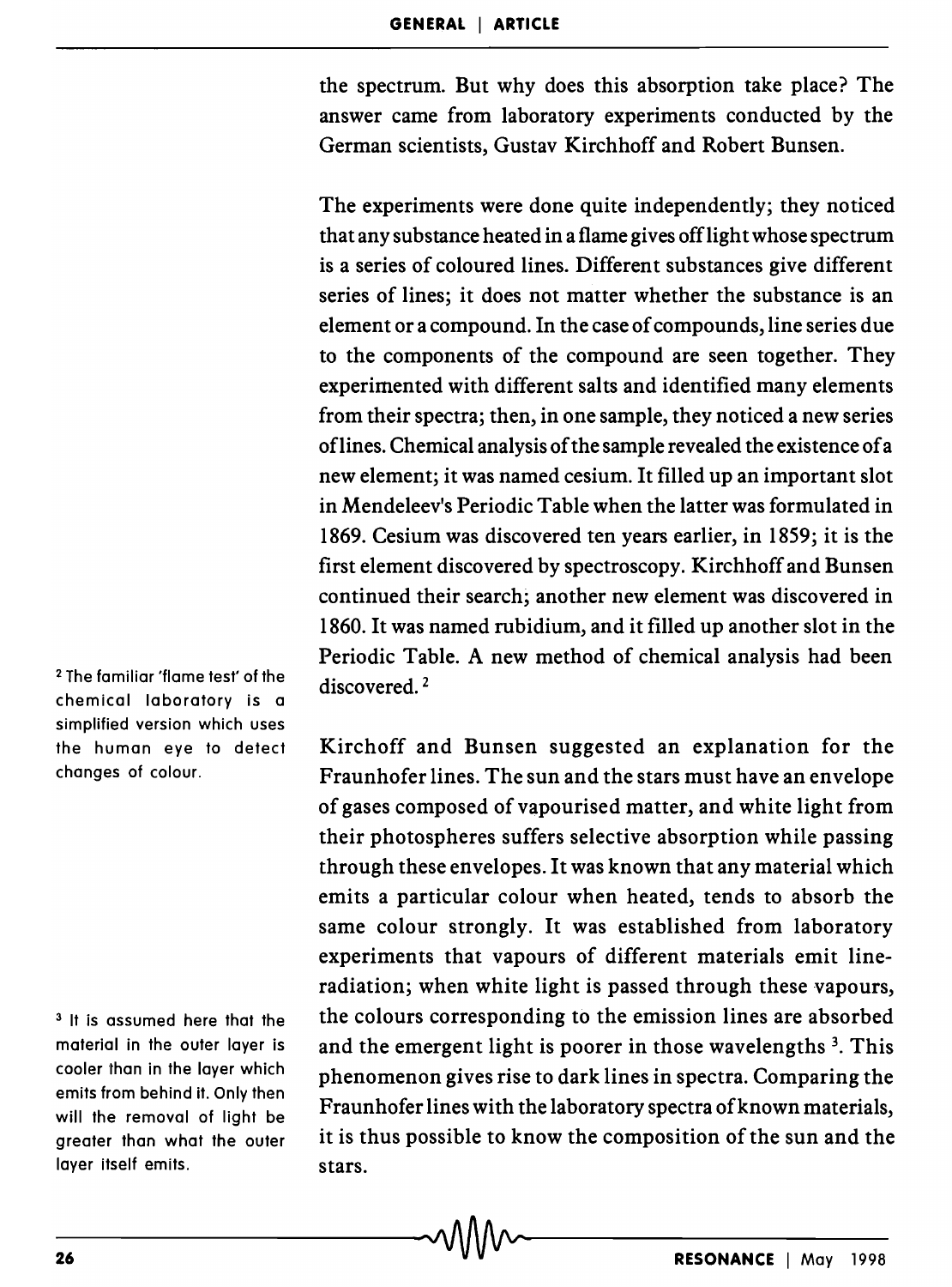the spectrum. But why does this absorption take place? The answer came from laboratory experiments conducted by the German scientists, Gustav Kirchhoff and Robert Bunsen.

The experiments were done quite independently; they noticed that any substance heated in a flame gives off light whose spectrum is a series of coloured lines. Different substances give different series of lines; it does not matter whether the substance is an element or a compound. In the case of compounds, line series due to the components of the compound are seen together. They experimented with different salts and identified many elements from their spectra; then, in one sample, they noticed a new series of lines. Chemical analysis of the sample revealed the existence of a new element; it was named cesium. It filled up an important slot in Mendeleev's Periodic Table when the latter was formulated in 1869. Cesium was discovered ten years earlier, in 1859; it is the first element discovered by spectroscopy. Kirchhoff and Bunsen continued their search; another new element was discovered in 1860. It was named rubidium, and it filled up another slot in the Periodic Table. A new method of chemical analysis had been discovered. [2]

[2] The familiar 'flame test' of the chemical laboratory is a simplified version which uses the human eye to detect changes of colour.

Kirchoff and Bunsen suggested an explanation for the Fraunhofer lines. The sun and the stars must have an envelope of gases composed of vapourised matter, and white light from their photospheres suffers selective absorption while passing through these envelopes. It was known that any material which emits a particular colour when heated, tends to absorb the same colour strongly. It was established from laboratory experiments that vapours of different materials emit line-radiation; when white light is passed through these vapours, the colours corresponding to the emission lines are absorbed and the emergent light is poorer in those wavelengths [3]. This phenomenon gives rise to dark lines in spectra. Comparing the Fraunhofer lines with the laboratory spectra of known materials, it is thus possible to know the composition of the sun and the stars.

[3] It is assumed here that the material in the outer layer is cooler than in the layer which emits from behind it. Only then will the removal of light be greater than what the outer layer itself emits.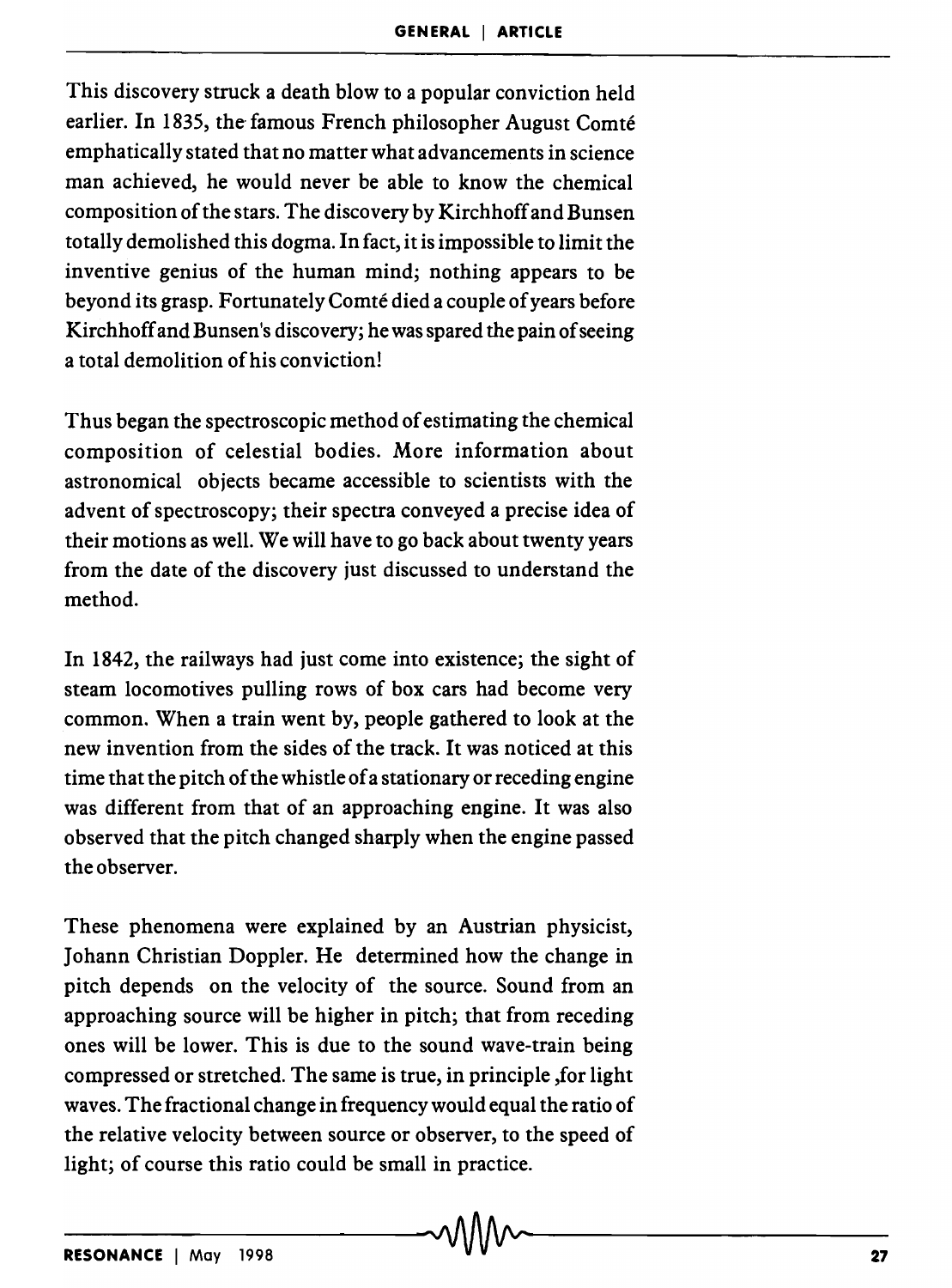This discovery struck a death blow to a popular conviction held earlier. In 1835, the famous French philosopher August Comté emphatically stated that no matter what advancements in science man achieved, he would never be able to know the chemical composition of the stars. The discovery by Kirchhoff and Bunsen totally demolished this dogma. In fact, it is impossible to limit the inventive genius of the human mind; nothing appears to be beyond its grasp. Fortunately Comté died a couple of years before Kirchhoff and Bunsen's discovery; he was spared the pain of seeing a total demolition of his conviction!

Thus began the spectroscopic method of estimating the chemical composition of celestial bodies. More information about astronomical objects became accessible to scientists with the advent of spectroscopy; their spectra conveyed a precise idea of their motions as well. We will have to go back about twenty years from the date of the discovery just discussed to understand the method.

In 1842, the railways had just come into existence; the sight of steam locomotives pulling rows of box cars had become very common. When a train went by, people gathered to look at the new invention from the sides of the track. It was noticed at this time that the pitch of the whistle of a stationary or receding engine was different from that of an approaching engine. It was also observed that the pitch changed sharply when the engine passed the observer.

These phenomena were explained by an Austrian physicist, Johann Christian Doppler. He determined how the change in pitch depends on the velocity of the source. Sound from an approaching source will be higher in pitch; that from receding ones will be lower. This is due to the sound wave-train being compressed or stretched. The same is true, in principle ,for light waves. The fractional change in frequency would equal the ratio of the relative velocity between source or observer, to the speed of light; of course this ratio could be small in practice.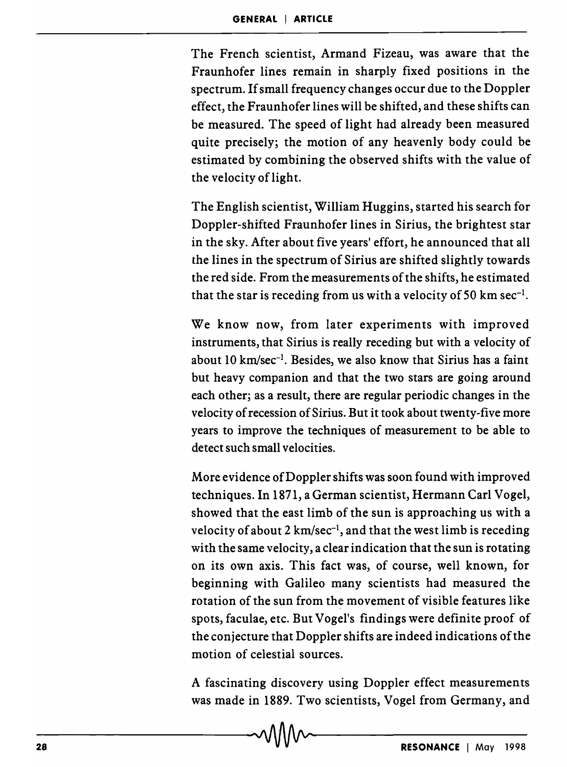The French scientist, Armand Fizeau, was aware that the Fraunhofer lines remain in sharply fixed positions in the spectrum. If small frequency changes occur due to the Doppler effect, the Fraunhofer lines will be shifted, and these shifts can be measured. The speed of light had already been measured quite precisely; the motion of any heavenly body could be estimated by combining the observed shifts with the value of the velocity of light.

The English scientist, William Huggins, started his search for Doppler-shifted Fraunhofer lines in Sirius, the brightest star in the sky. After about five years' effort, he announced that all the lines in the spectrum of Sirius are shifted slightly towards the red side. From the measurements of the shifts, he estimated that the star is receding from us with a velocity of 50 km $sec^{-1}$.

We know now, from later experiments with improved instruments, that Sirius is really receding but with a velocity of about 10 km/$sec^{-1}$. Besides, we also know that Sirius has a faint but heavy companion and that the two stars are going around each other; as a result, there are regular periodic changes in the velocity of recession of Sirius. But it took about twenty-five more years to improve the techniques of measurement to be able to detect such small velocities.

More evidence of Doppler shifts was soon found with improved techniques. In 1871, a German scientist, Hermann Carl Vogel, showed that the east limb of the sun is approaching us with a velocity of about 2 km/$sec^{-1}$, and that the west limb is receding with the same velocity, a clear indication that the sun is rotating on its own axis. This fact was, of course, well known, for beginning with Galileo many scientists had measured the rotation of the sun from the movement of visible features like spots, faculae, etc. But Vogel's findings were definite proof of the conjecture that Doppler shifts are indeed indications of the motion of celestial sources.

A fascinating discovery using Doppler effect measurements was made in 1889. Two scientists, Vogel from Germany, and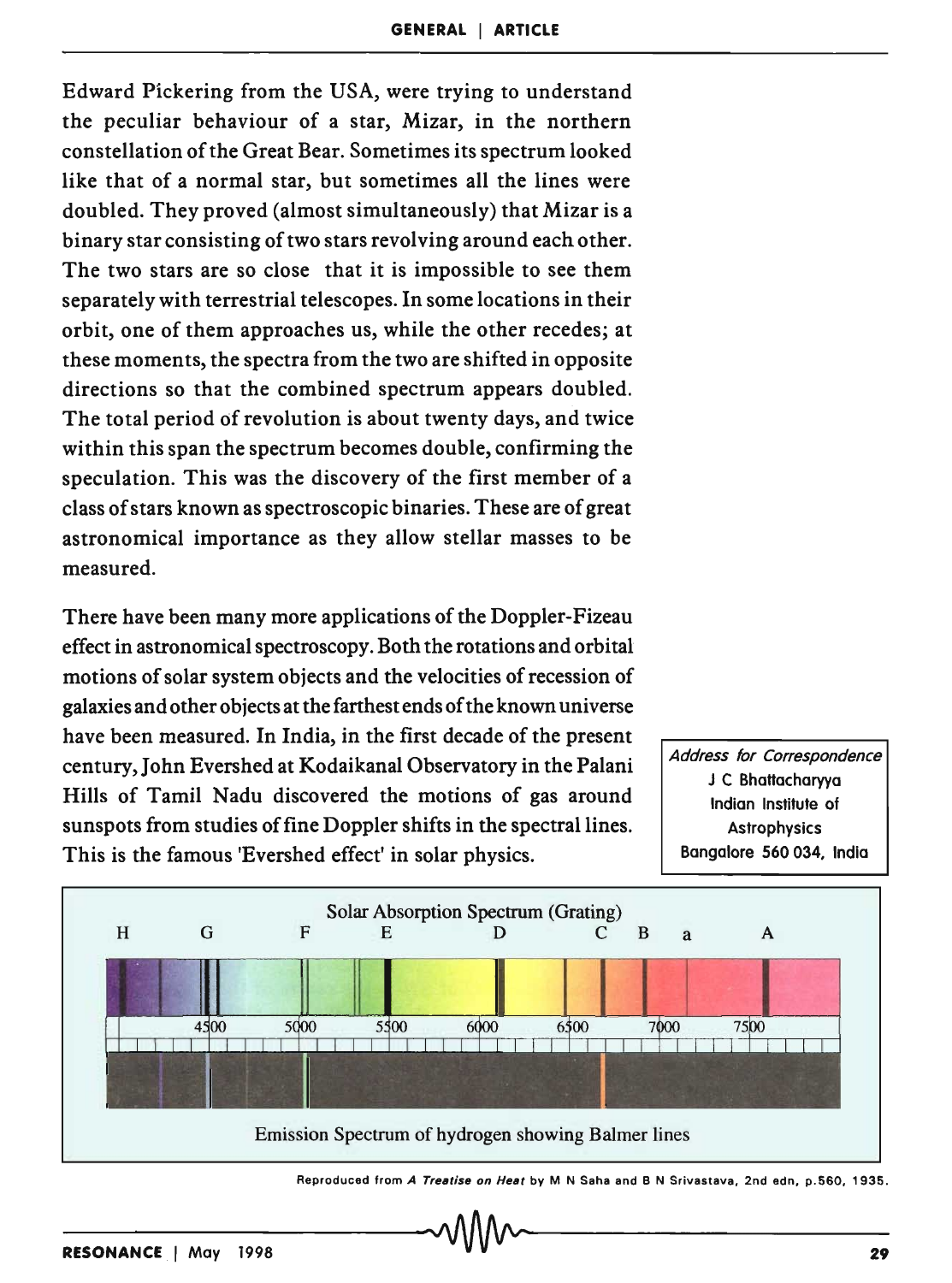Edward Pickering from the USA, were trying to understand the peculiar behaviour of a star, Mizar, in the northern constellation of the Great Bear. Sometimes its spectrum looked like that of a normal star, but sometimes all the lines were doubled. They proved (almost simultaneously) that Mizar is a binary star consisting of two stars revolving around each other. The two stars are so close that it is impossible to see them separately with terrestrial telescopes. In some locations in their orbit, one of them approaches us, while the other recedes; at these moments, the spectra from the two are shifted in opposite directions so that the combined spectrum appears doubled. The total period of revolution is about twenty days, and twice within this span the spectrum becomes double, confirming the speculation. This was the discovery of the first member of a class of stars known as spectroscopic binaries. These are of great astronomical importance as they allow stellar masses to be measured.

There have been many more applications of the Doppler-Fizeau effect in astronomical spectroscopy. Both the rotations and orbital motions of solar system objects and the velocities of recession of galaxies and other objects at the farthest ends of the known universe have been measured. In India, in the first decade of the present century, John Evershed at Kodaikanal Observatory in the Palani Hills of Tamil Nadu discovered the motions of gas around sunspots from studies of fine Doppler shifts in the spectral lines. This is the famous 'Evershed effect' in solar physics.

*Address for Correspondence*
J C Bhattacharyya
Indian Institute of Astrophysics
Bangalore 560 034, India

Solar Absorption Spectrum (Grating)

H G F E D C B a A

4500 5000 5500 6000 6500 7000 7500

Emission Spectrum of hydrogen showing Balmer lines

Reproduced from *A Treatise on Heat* by M N Saha and B N Srivastava, 2nd edn, p.560, 1935.